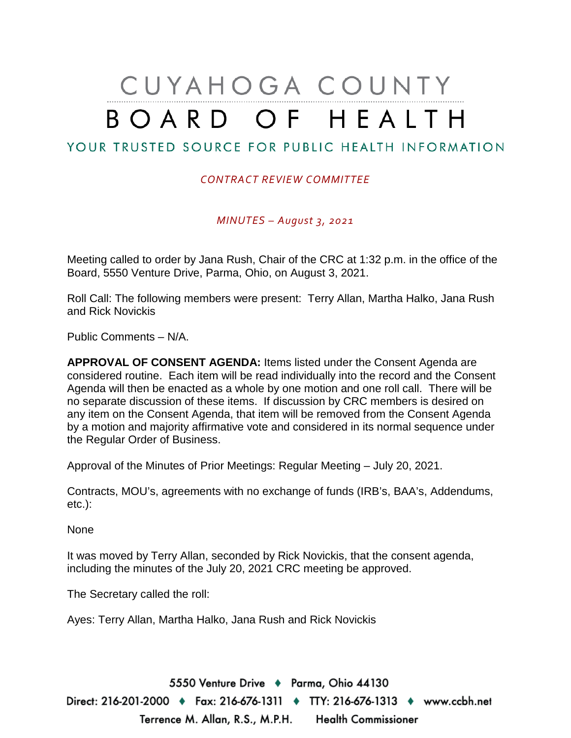# CUYAHOGA COUNTY BOARD OF HEALTH

YOUR TRUSTED SOURCE FOR PUBLIC HEALTH INFORMATION

*CONTRACT REVIEW COMMITTEE*

*MINUTES – August 3, 2021*

Meeting called to order by Jana Rush, Chair of the CRC at 1:32 p.m. in the office of the Board, 5550 Venture Drive, Parma, Ohio, on August 3, 2021.

Roll Call: The following members were present: Terry Allan, Martha Halko, Jana Rush and Rick Novickis

Public Comments – N/A.

**APPROVAL OF CONSENT AGENDA:** Items listed under the Consent Agenda are considered routine. Each item will be read individually into the record and the Consent Agenda will then be enacted as a whole by one motion and one roll call. There will be no separate discussion of these items. If discussion by CRC members is desired on any item on the Consent Agenda, that item will be removed from the Consent Agenda by a motion and majority affirmative vote and considered in its normal sequence under the Regular Order of Business.

Approval of the Minutes of Prior Meetings: Regular Meeting – July 20, 2021.

Contracts, MOU's, agreements with no exchange of funds (IRB's, BAA's, Addendums, etc.):

None

It was moved by Terry Allan, seconded by Rick Novickis, that the consent agenda, including the minutes of the July 20, 2021 CRC meeting be approved.

The Secretary called the roll:

Ayes: Terry Allan, Martha Halko, Jana Rush and Rick Novickis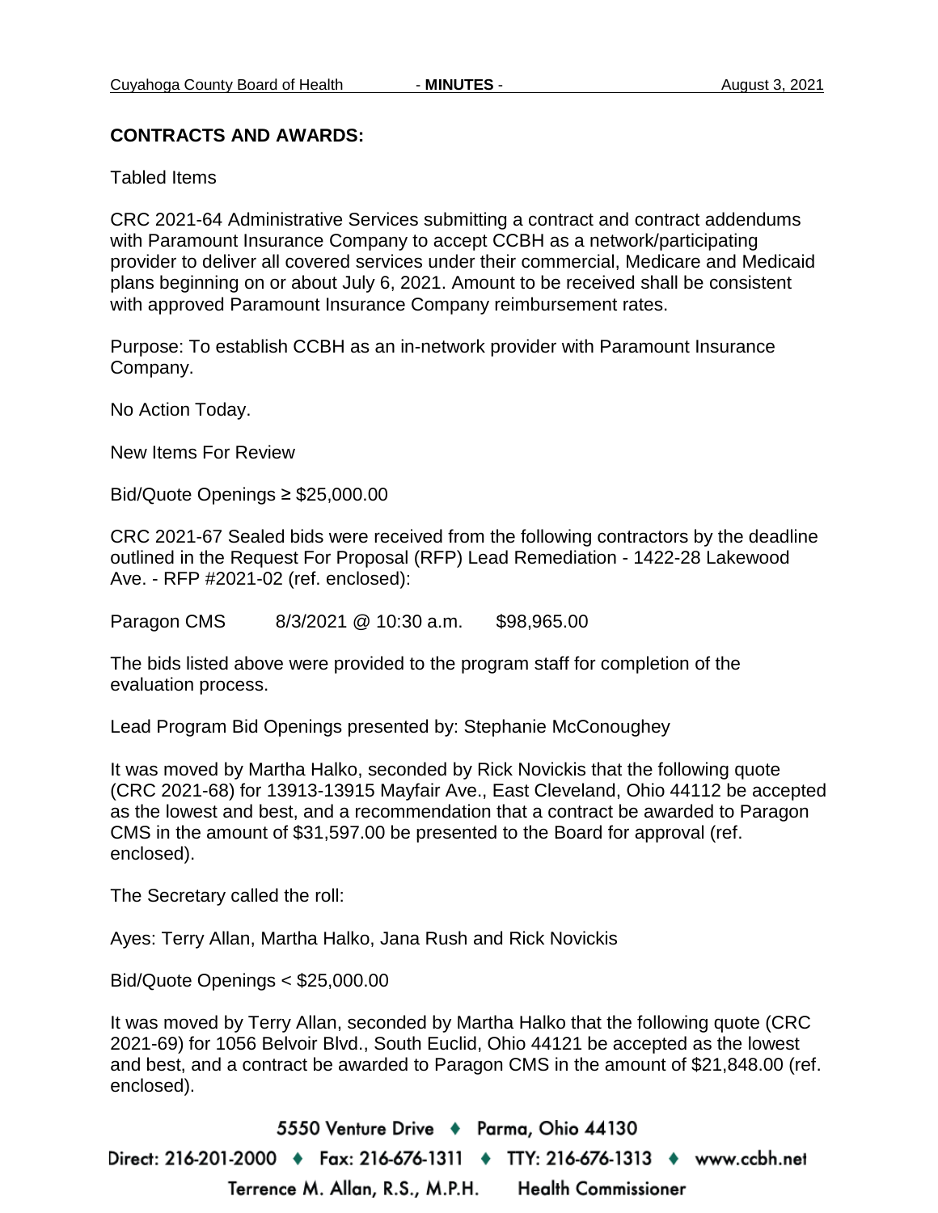**CONTRACTS AND AWARDS:**

Tabled Items

CRC 2021-64 Administrative Services submitting a contract and contract addendums with Paramount Insurance Company to accept CCBH as a network/participating provider to deliver all covered services under their commercial, Medicare and Medicaid plans beginning on or about July 6, 2021. Amount to be received shall be consistent with approved Paramount Insurance Company reimbursement rates.

Purpose: To establish CCBH as an in-network provider with Paramount Insurance Company.

No Action Today.

New Items For Review

Bid/Quote Openings ≥ $25,000.00

CRC 2021-67 Sealed bids were received from the following contractors by the deadline outlined in the Request For Proposal (RFP) Lead Remediation - 1422-28 Lakewood Ave. - RFP #2021-02 (ref. enclosed):

Paragon CMS 8/3/2021 @ 10:30 a.m. $98,965.00

The bids listed above were provided to the program staff for completion of the evaluation process.

Lead Program Bid Openings presented by: Stephanie McConoughey

It was moved by Martha Halko, seconded by Rick Novickis that the following quote (CRC 2021-68) for 13913-13915 Mayfair Ave., East Cleveland, Ohio 44112 be accepted as the lowest and best, and a recommendation that a contract be awarded to Paragon CMS in the amount of $31,597.00 be presented to the Board for approval (ref. enclosed).

The Secretary called the roll:

Ayes: Terry Allan, Martha Halko, Jana Rush and Rick Novickis

Bid/Quote Openings < $25,000.00

It was moved by Terry Allan, seconded by Martha Halko that the following quote (CRC 2021-69) for 1056 Belvoir Blvd., South Euclid, Ohio 44121 be accepted as the lowest and best, and a contract be awarded to Paragon CMS in the amount of $21,848.00 (ref. enclosed).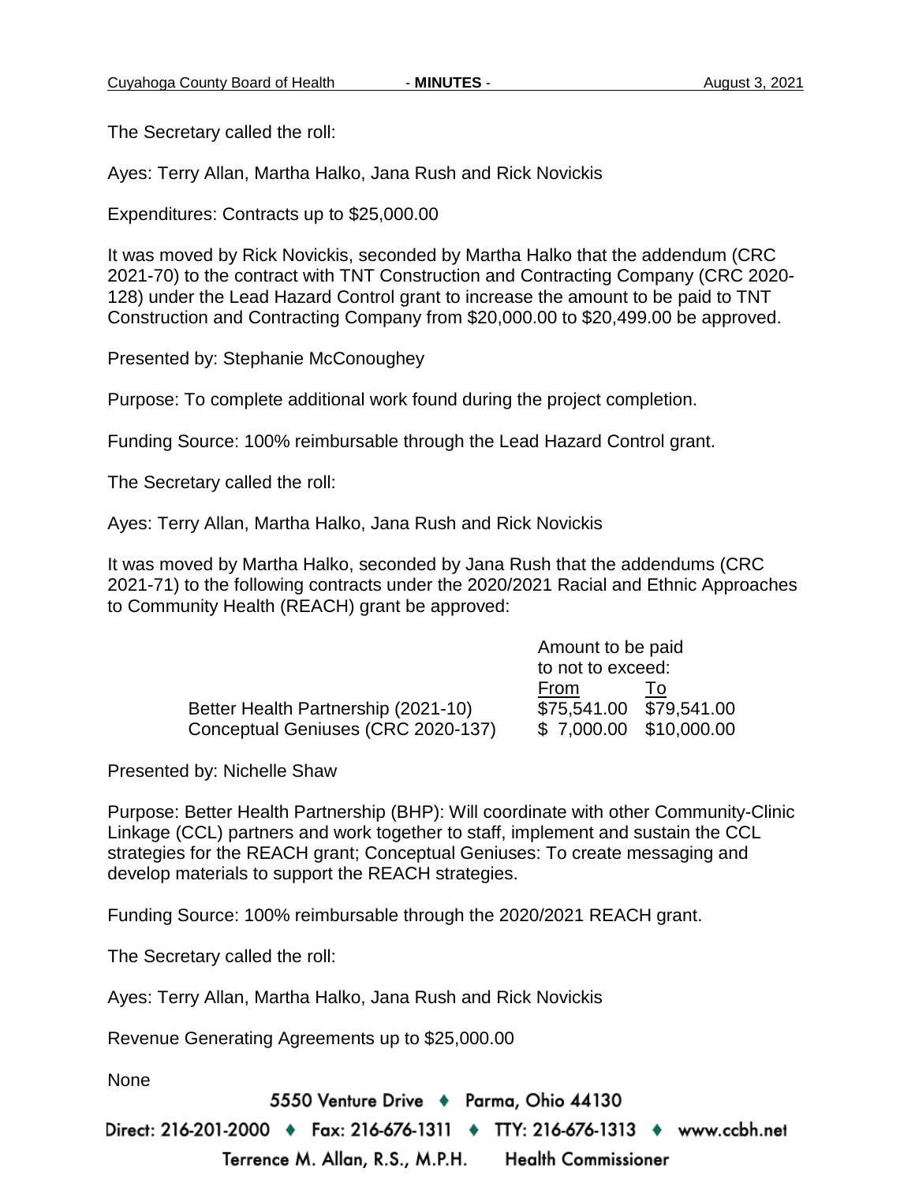The Secretary called the roll:

Ayes: Terry Allan, Martha Halko, Jana Rush and Rick Novickis

Expenditures: Contracts up to $25,000.00

It was moved by Rick Novickis, seconded by Martha Halko that the addendum (CRC 2021-70) to the contract with TNT Construction and Contracting Company (CRC 2020-128) under the Lead Hazard Control grant to increase the amount to be paid to TNT Construction and Contracting Company from $20,000.00 to $20,499.00 be approved.

Presented by: Stephanie McConoughey

Purpose: To complete additional work found during the project completion.

Funding Source: 100% reimbursable through the Lead Hazard Control grant.

The Secretary called the roll:

Ayes: Terry Allan, Martha Halko, Jana Rush and Rick Novickis

It was moved by Martha Halko, seconded by Jana Rush that the addendums (CRC 2021-71) to the following contracts under the 2020/2021 Racial and Ethnic Approaches to Community Health (REACH) grant be approved:

| | Amount to be paid to not to exceed: | |
|---|---|---|
| | From | To |
| Better Health Partnership (2021-10) | $75,541.00 | $79,541.00 |
| Conceptual Geniuses (CRC 2020-137) | $ 7,000.00 | $10,000.00 |

Presented by: Nichelle Shaw

Purpose: Better Health Partnership (BHP): Will coordinate with other Community-Clinic Linkage (CCL) partners and work together to staff, implement and sustain the CCL strategies for the REACH grant; Conceptual Geniuses: To create messaging and develop materials to support the REACH strategies.

Funding Source: 100% reimbursable through the 2020/2021 REACH grant.

The Secretary called the roll:

Ayes: Terry Allan, Martha Halko, Jana Rush and Rick Novickis

Revenue Generating Agreements up to $25,000.00

None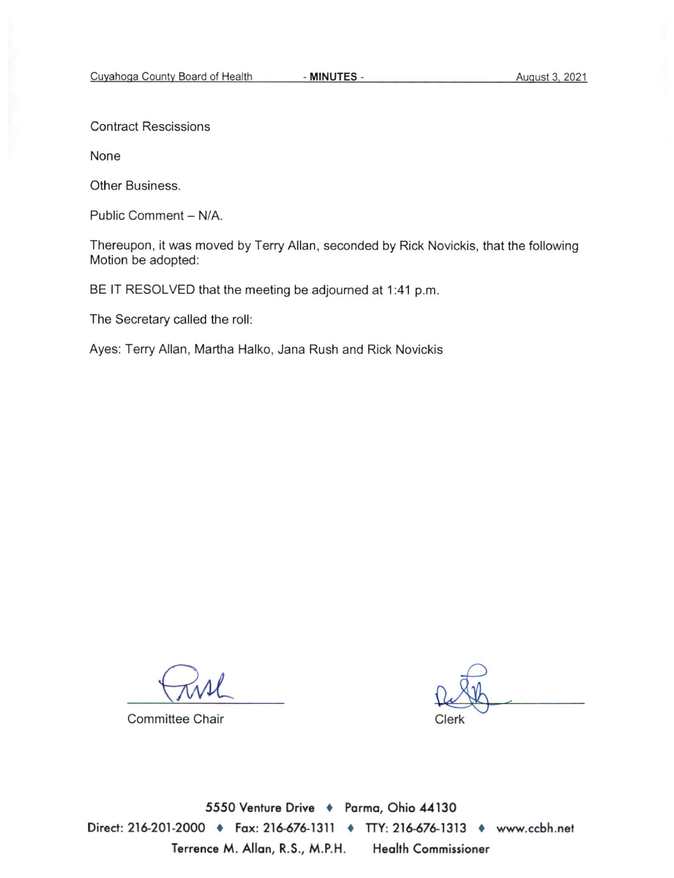Contract Rescissions

None

Other Business.

Public Comment – N/A.

Thereupon, it was moved by Terry Allan, seconded by Rick Novickis, that the following Motion be adopted:

BE IT RESOLVED that the meeting be adjourned at 1:41 p.m.

The Secretary called the roll:

Ayes: Terry Allan, Martha Halko, Jana Rush and Rick Novickis

Committee Chair

Clerk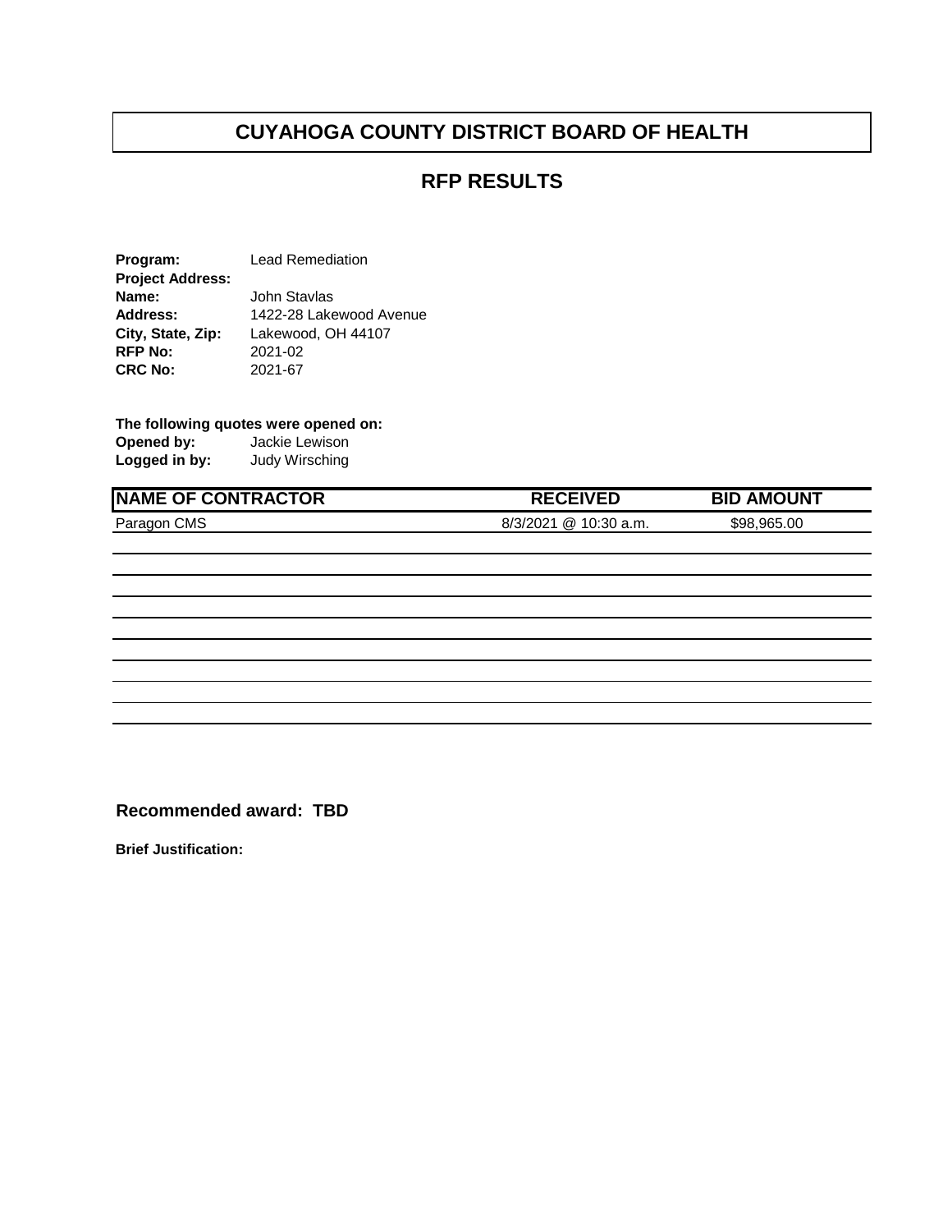# CUYAHOGA COUNTY DISTRICT BOARD OF HEALTH

## RFP RESULTS

**Program:** Lead Remediation
**Project Address:**
**Name:** John Stavlas
**Address:** 1422-28 Lakewood Avenue
**City, State, Zip:** Lakewood, OH 44107
**RFP No:** 2021-02
**CRC No:** 2021-67

**The following quotes were opened on:**
**Opened by:** Jackie Lewison
**Logged in by:** Judy Wirsching

| NAME OF CONTRACTOR | RECEIVED | BID AMOUNT |
|---|---|---|
| Paragon CMS | 8/3/2021 @ 10:30 a.m. | $98,965.00 |
| | | |
| | | |
| | | |
| | | |
| | | |
| | | |
| | | |
| | | |
| | | |

**Recommended award: TBD**

**Brief Justification:**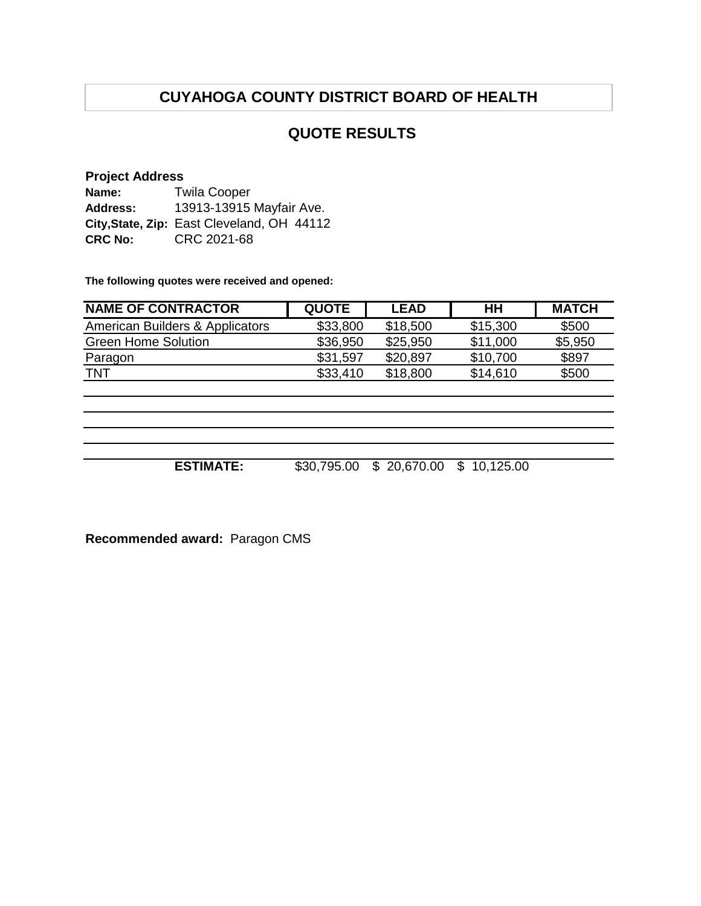# CUYAHOGA COUNTY DISTRICT BOARD OF HEALTH

## QUOTE RESULTS

**Project Address**
**Name:** Twila Cooper
**Address:** 13913-13915 Mayfair Ave.
**City,State, Zip:** East Cleveland, OH 44112
**CRC No:** CRC 2021-68

**The following quotes were received and opened:**

| NAME OF CONTRACTOR | QUOTE | LEAD | HH | MATCH |
|---|---|---|---|---|
| American Builders & Applicators | $33,800 | $18,500 | $15,300 | $500 |
| Green Home Solution | $36,950 | $25,950 | $11,000 | $5,950 |
| Paragon | $31,597 | $20,897 | $10,700 | $897 |
| TNT | $33,410 | $18,800 | $14,610 | $500 |
| | | | | |
| | | | | |
| | | | | |
| | | | | |
| **ESTIMATE:** | $30,795.00 | $ 20,670.00 | $ 10,125.00 | |

**Recommended award:** Paragon CMS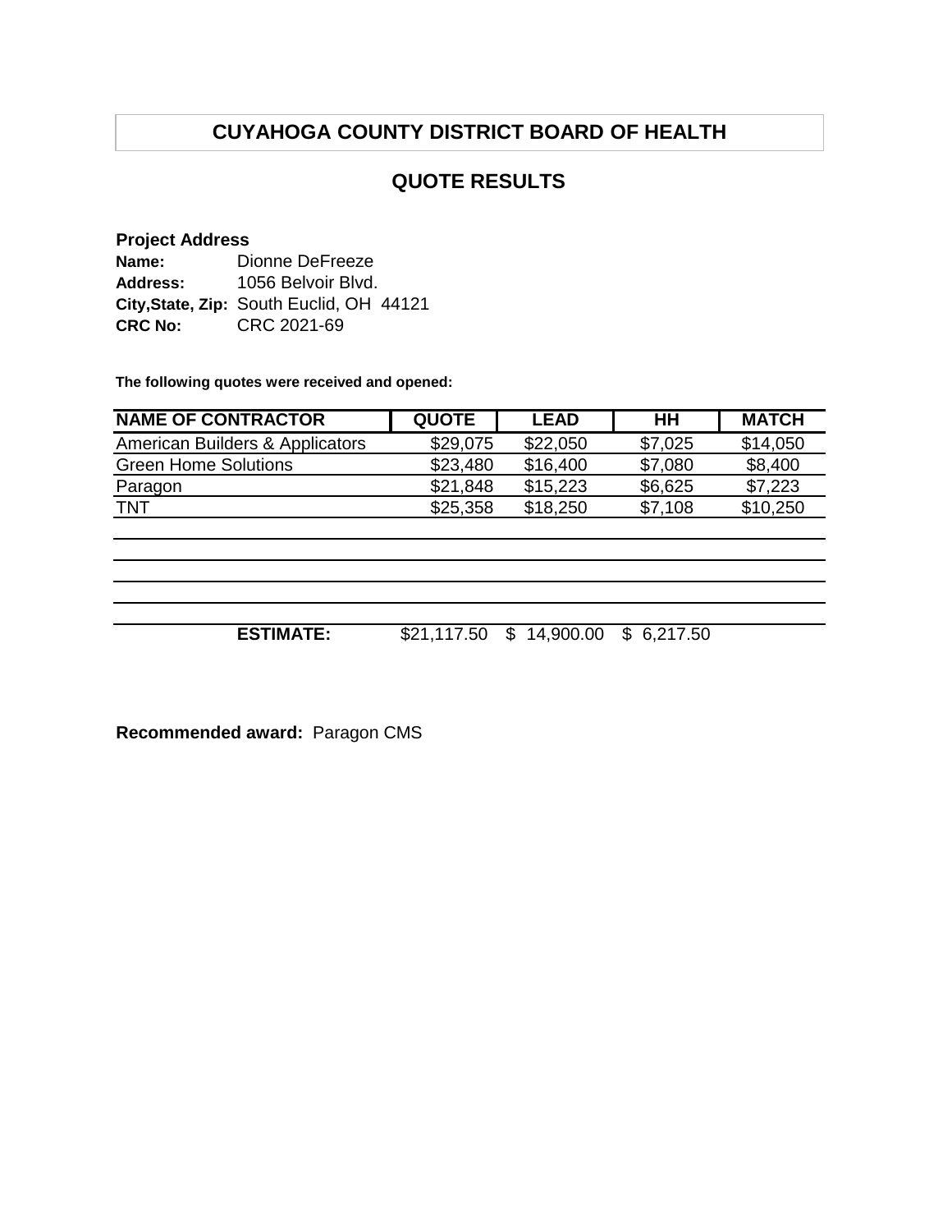# CUYAHOGA COUNTY DISTRICT BOARD OF HEALTH

## QUOTE RESULTS

**Project Address**

**Name:** Dionne DeFreeze
**Address:** 1056 Belvoir Blvd.
**City,State, Zip:** South Euclid, OH 44121
**CRC No:** CRC 2021-69

**The following quotes were received and opened:**

| NAME OF CONTRACTOR | QUOTE | LEAD | HH | MATCH |
|---|---|---|---|---|
| American Builders & Applicators | $29,075 | $22,050 | $7,025 | $14,050 |
| Green Home Solutions | $23,480 | $16,400 | $7,080 | $8,400 |
| Paragon | $21,848 | $15,223 | $6,625 | $7,223 |
| TNT | $25,358 | $18,250 | $7,108 | $10,250 |
| | | | | |
| | | | | |
| | | | | |
| | | | | |
| **ESTIMATE:** | $21,117.50 | $ 14,900.00 | $ 6,217.50 | |

**Recommended award:** Paragon CMS